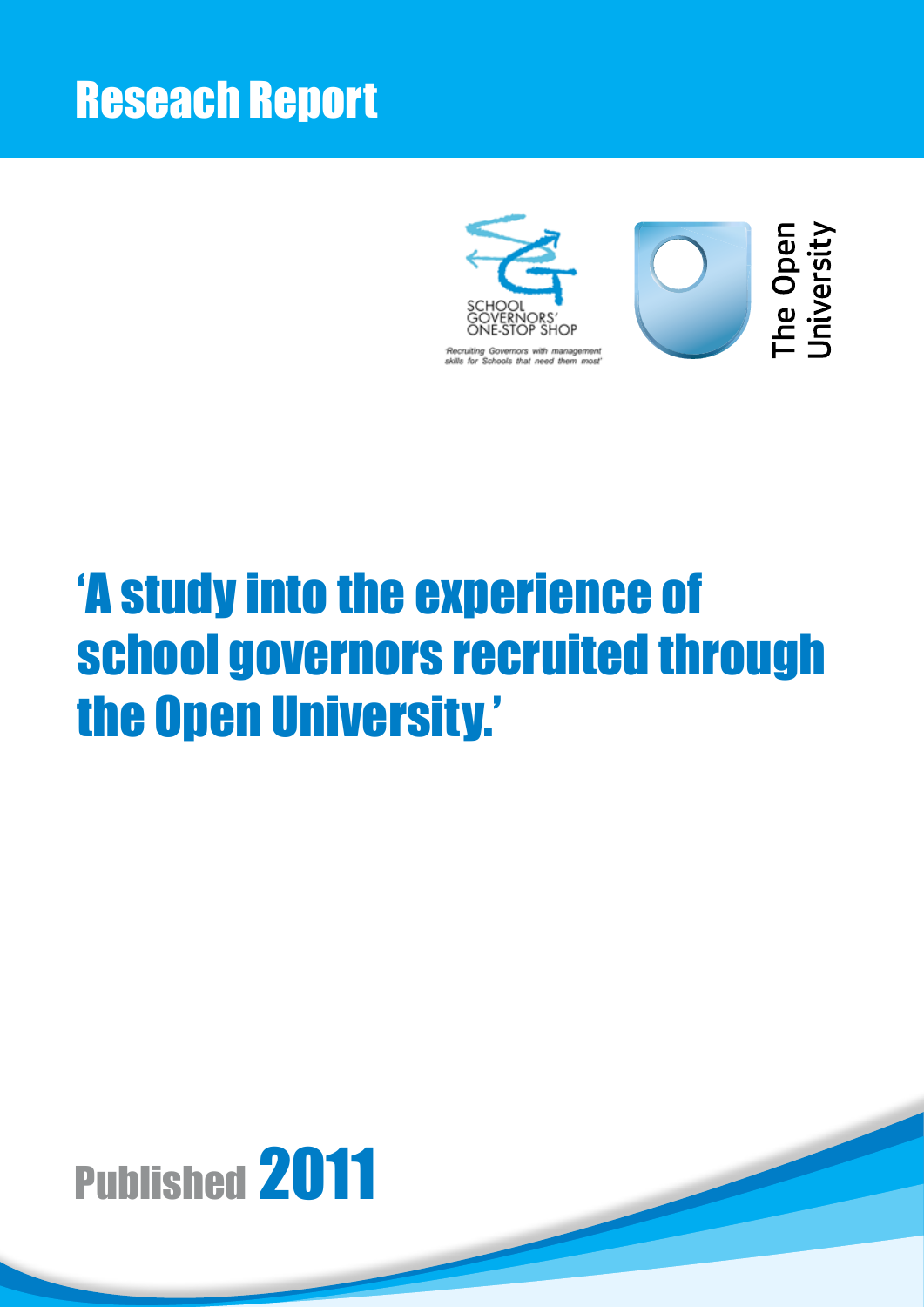# Reseach Report

SCHOOL GOVERNORS' ONE-STOP SHOP

'Recruiting Governors with management skills for Schools that need them most'

The Open University

# 'A study into the experience of school governors recruited through the Open University.'

Published 2011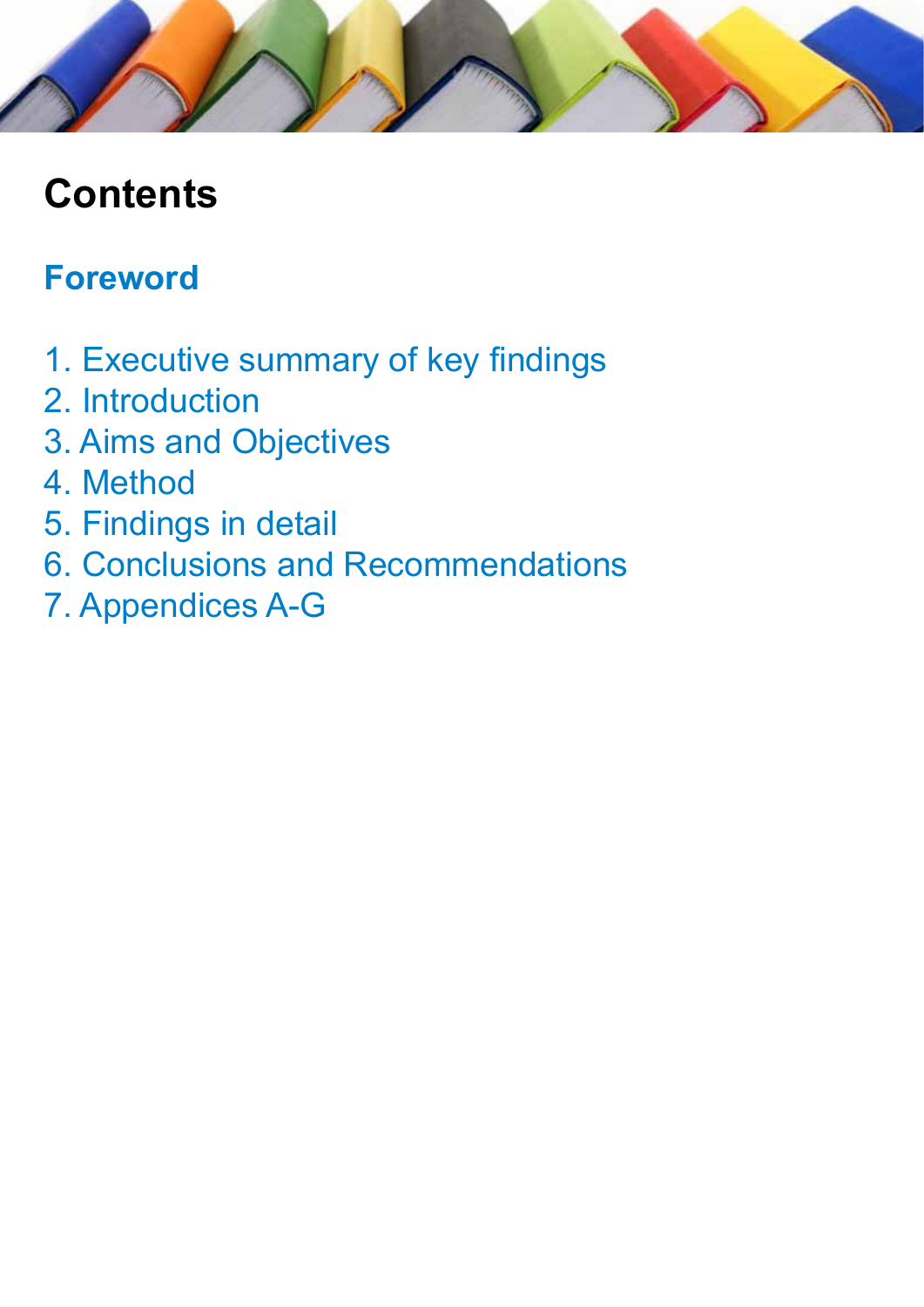# Contents

## Foreword

1. Executive summary of key findings
2. Introduction
3. Aims and Objectives
4. Method
5. Findings in detail
6. Conclusions and Recommendations
7. Appendices A-G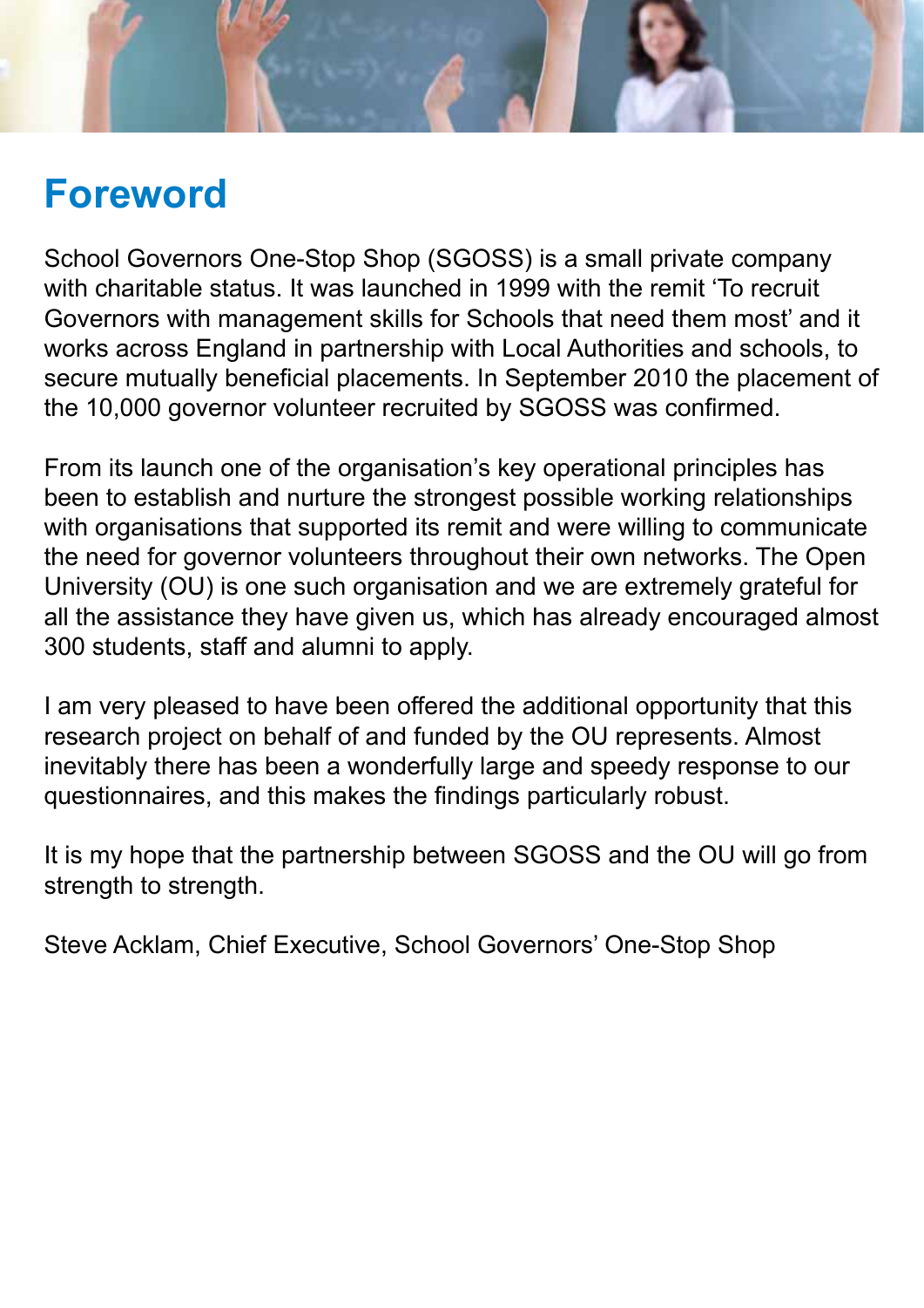# Foreword

School Governors One-Stop Shop (SGOSS) is a small private company with charitable status. It was launched in 1999 with the remit 'To recruit Governors with management skills for Schools that need them most' and it works across England in partnership with Local Authorities and schools, to secure mutually beneficial placements. In September 2010 the placement of the 10,000 governor volunteer recruited by SGOSS was confirmed.

From its launch one of the organisation's key operational principles has been to establish and nurture the strongest possible working relationships with organisations that supported its remit and were willing to communicate the need for governor volunteers throughout their own networks. The Open University (OU) is one such organisation and we are extremely grateful for all the assistance they have given us, which has already encouraged almost 300 students, staff and alumni to apply.

I am very pleased to have been offered the additional opportunity that this research project on behalf of and funded by the OU represents. Almost inevitably there has been a wonderfully large and speedy response to our questionnaires, and this makes the findings particularly robust.

It is my hope that the partnership between SGOSS and the OU will go from strength to strength.

Steve Acklam, Chief Executive, School Governors' One-Stop Shop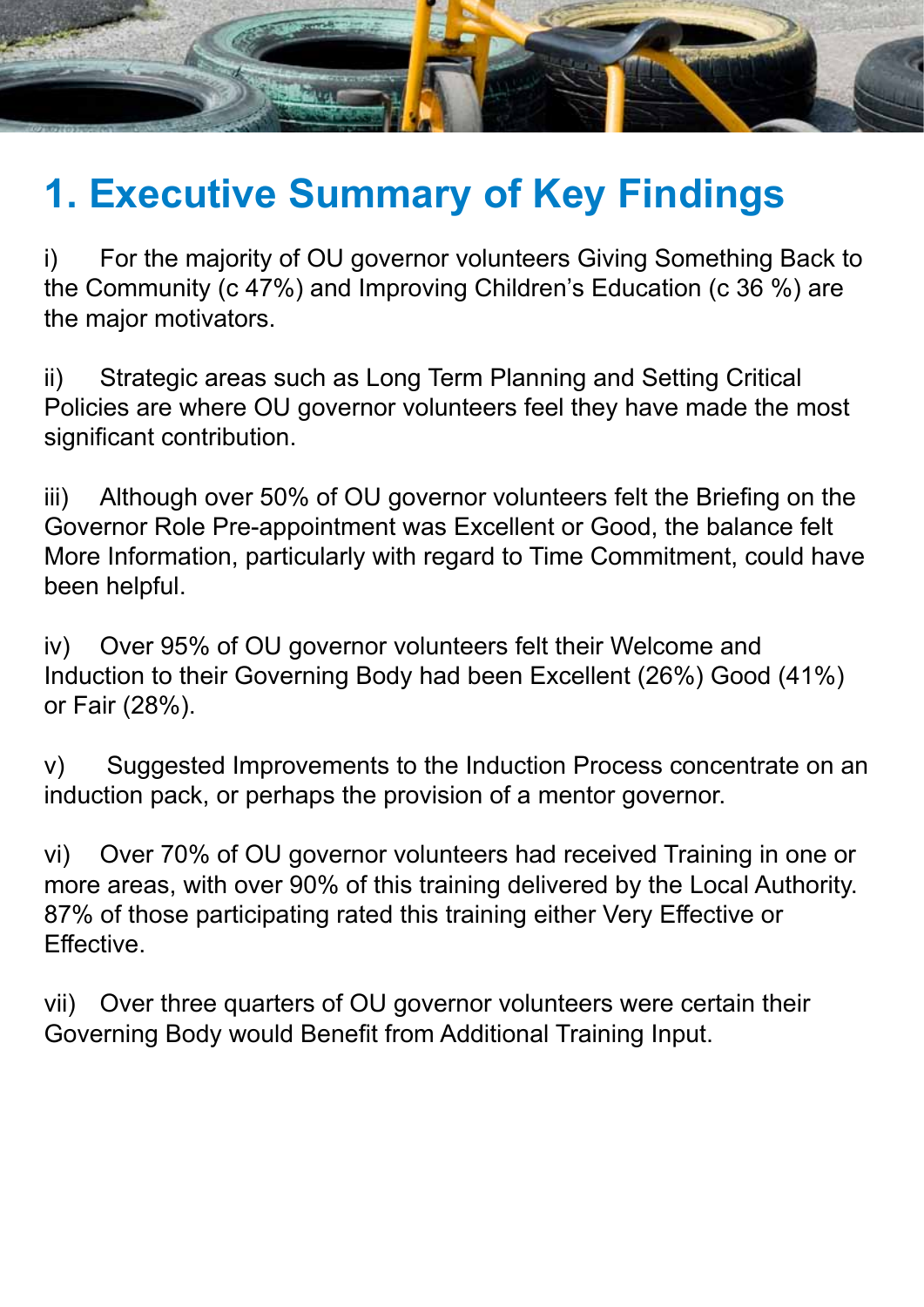# 1. Executive Summary of Key Findings

i) For the majority of OU governor volunteers Giving Something Back to the Community (c 47%) and Improving Children's Education (c 36 %) are the major motivators.

ii) Strategic areas such as Long Term Planning and Setting Critical Policies are where OU governor volunteers feel they have made the most significant contribution.

iii) Although over 50% of OU governor volunteers felt the Briefing on the Governor Role Pre-appointment was Excellent or Good, the balance felt More Information, particularly with regard to Time Commitment, could have been helpful.

iv) Over 95% of OU governor volunteers felt their Welcome and Induction to their Governing Body had been Excellent (26%) Good (41%) or Fair (28%).

v) Suggested Improvements to the Induction Process concentrate on an induction pack, or perhaps the provision of a mentor governor.

vi) Over 70% of OU governor volunteers had received Training in one or more areas, with over 90% of this training delivered by the Local Authority. 87% of those participating rated this training either Very Effective or Effective.

vii) Over three quarters of OU governor volunteers were certain their Governing Body would Benefit from Additional Training Input.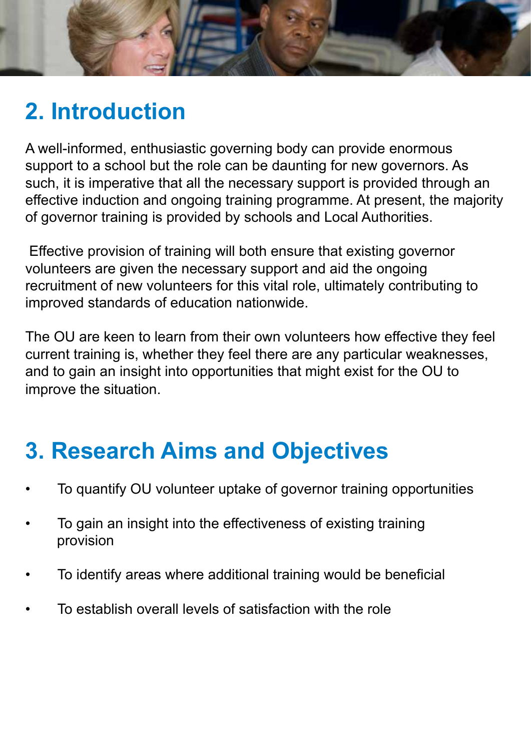## 2. Introduction

A well-informed, enthusiastic governing body can provide enormous support to a school but the role can be daunting for new governors. As such, it is imperative that all the necessary support is provided through an effective induction and ongoing training programme. At present, the majority of governor training is provided by schools and Local Authorities.

Effective provision of training will both ensure that existing governor volunteers are given the necessary support and aid the ongoing recruitment of new volunteers for this vital role, ultimately contributing to improved standards of education nationwide.

The OU are keen to learn from their own volunteers how effective they feel current training is, whether they feel there are any particular weaknesses, and to gain an insight into opportunities that might exist for the OU to improve the situation.

## 3. Research Aims and Objectives

- To quantify OU volunteer uptake of governor training opportunities
- To gain an insight into the effectiveness of existing training provision
- To identify areas where additional training would be beneficial
- To establish overall levels of satisfaction with the role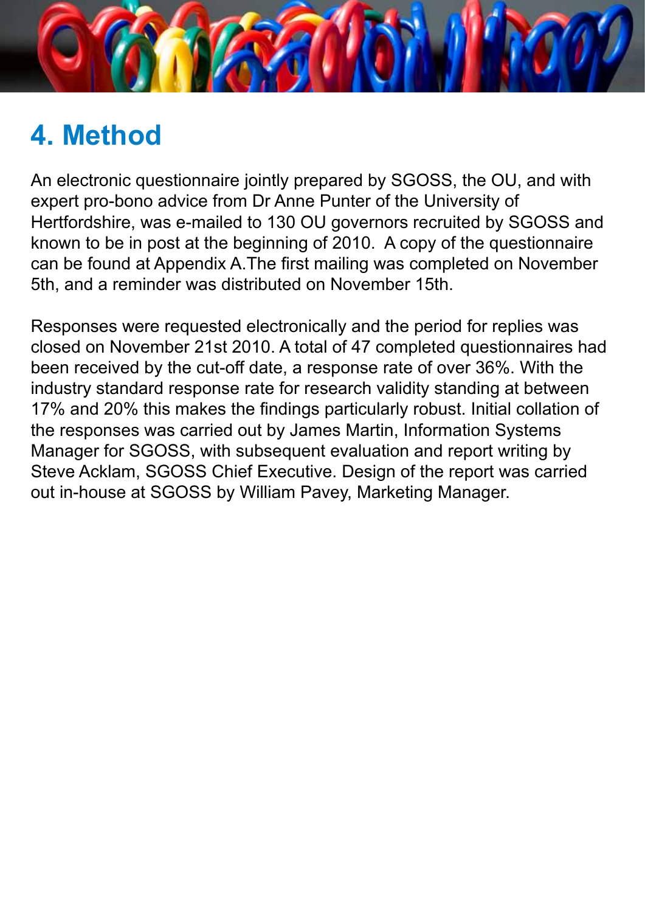# 4. Method

An electronic questionnaire jointly prepared by SGOSS, the OU, and with expert pro-bono advice from Dr Anne Punter of the University of Hertfordshire, was e-mailed to 130 OU governors recruited by SGOSS and known to be in post at the beginning of 2010. A copy of the questionnaire can be found at Appendix A.The first mailing was completed on November 5th, and a reminder was distributed on November 15th.

Responses were requested electronically and the period for replies was closed on November 21st 2010. A total of 47 completed questionnaires had been received by the cut-off date, a response rate of over 36%. With the industry standard response rate for research validity standing at between 17% and 20% this makes the findings particularly robust. Initial collation of the responses was carried out by James Martin, Information Systems Manager for SGOSS, with subsequent evaluation and report writing by Steve Acklam, SGOSS Chief Executive. Design of the report was carried out in-house at SGOSS by William Pavey, Marketing Manager.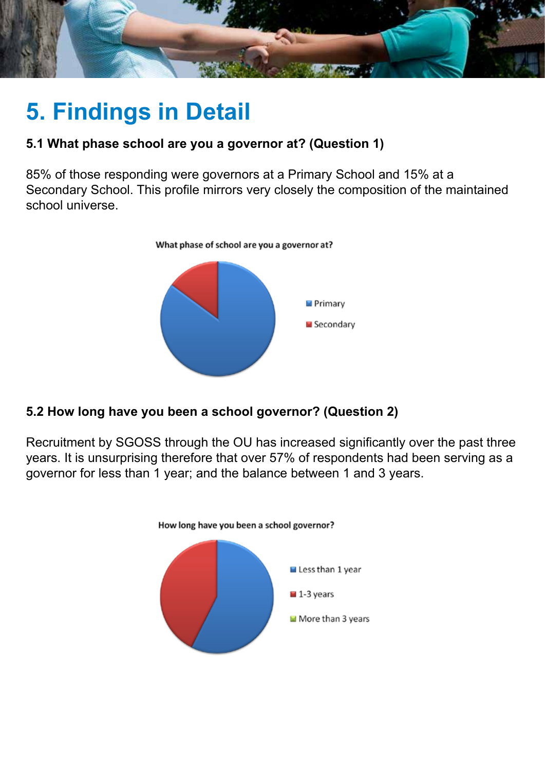# 5. Findings in Detail

### 5.1 What phase school are you a governor at? (Question 1)

85% of those responding were governors at a Primary School and 15% at a Secondary School. This profile mirrors very closely the composition of the maintained school universe.

What phase of school are you a governor at?

- Primary
- Secondary

### 5.2 How long have you been a school governor? (Question 2)

Recruitment by SGOSS through the OU has increased significantly over the past three years. It is unsurprising therefore that over 57% of respondents had been serving as a governor for less than 1 year; and the balance between 1 and 3 years.

How long have you been a school governor?

- Less than 1 year
- 1-3 years
- More than 3 years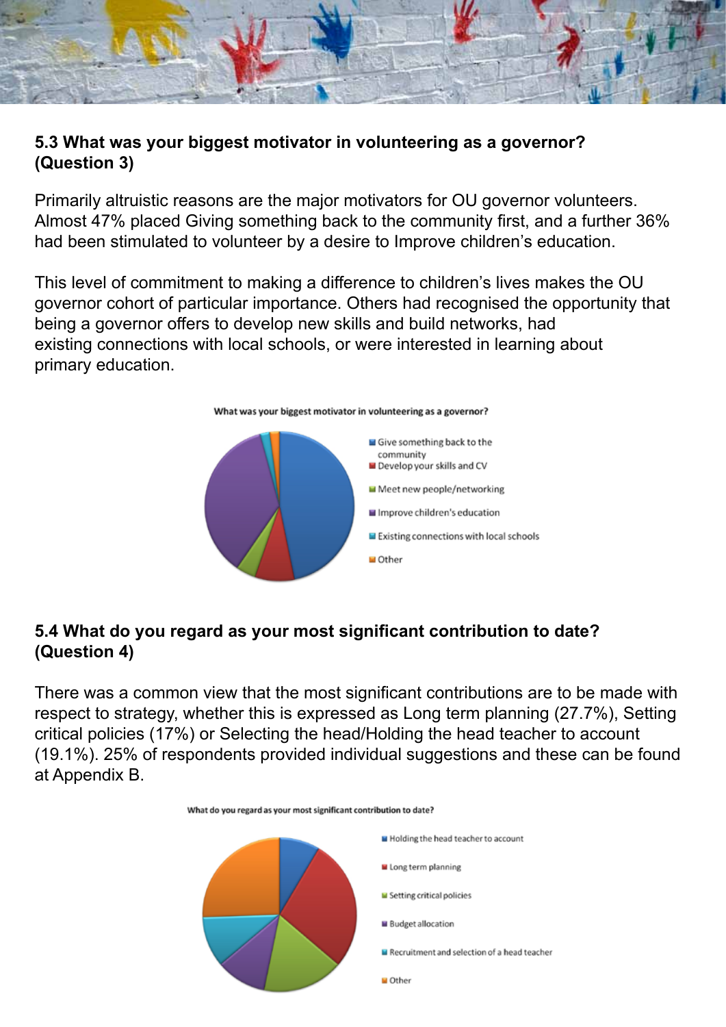### 5.3 What was your biggest motivator in volunteering as a governor? (Question 3)

Primarily altruistic reasons are the major motivators for OU governor volunteers. Almost 47% placed Giving something back to the community first, and a further 36% had been stimulated to volunteer by a desire to Improve children's education.

This level of commitment to making a difference to children's lives makes the OU governor cohort of particular importance. Others had recognised the opportunity that being a governor offers to develop new skills and build networks, had existing connections with local schools, or were interested in learning about primary education.

What was your biggest motivator in volunteering as a governor?

- Give something back to the community
- Develop your skills and CV
- Meet new people/networking
- Improve children's education
- Existing connections with local schools
- Other

### 5.4 What do you regard as your most significant contribution to date? (Question 4)

There was a common view that the most significant contributions are to be made with respect to strategy, whether this is expressed as Long term planning (27.7%), Setting critical policies (17%) or Selecting the head/Holding the head teacher to account (19.1%). 25% of respondents provided individual suggestions and these can be found at Appendix B.

What do you regard as your most significant contribution to date?

- Holding the head teacher to account
- Long term planning
- Setting critical policies
- Budget allocation
- Recruitment and selection of a head teacher
- Other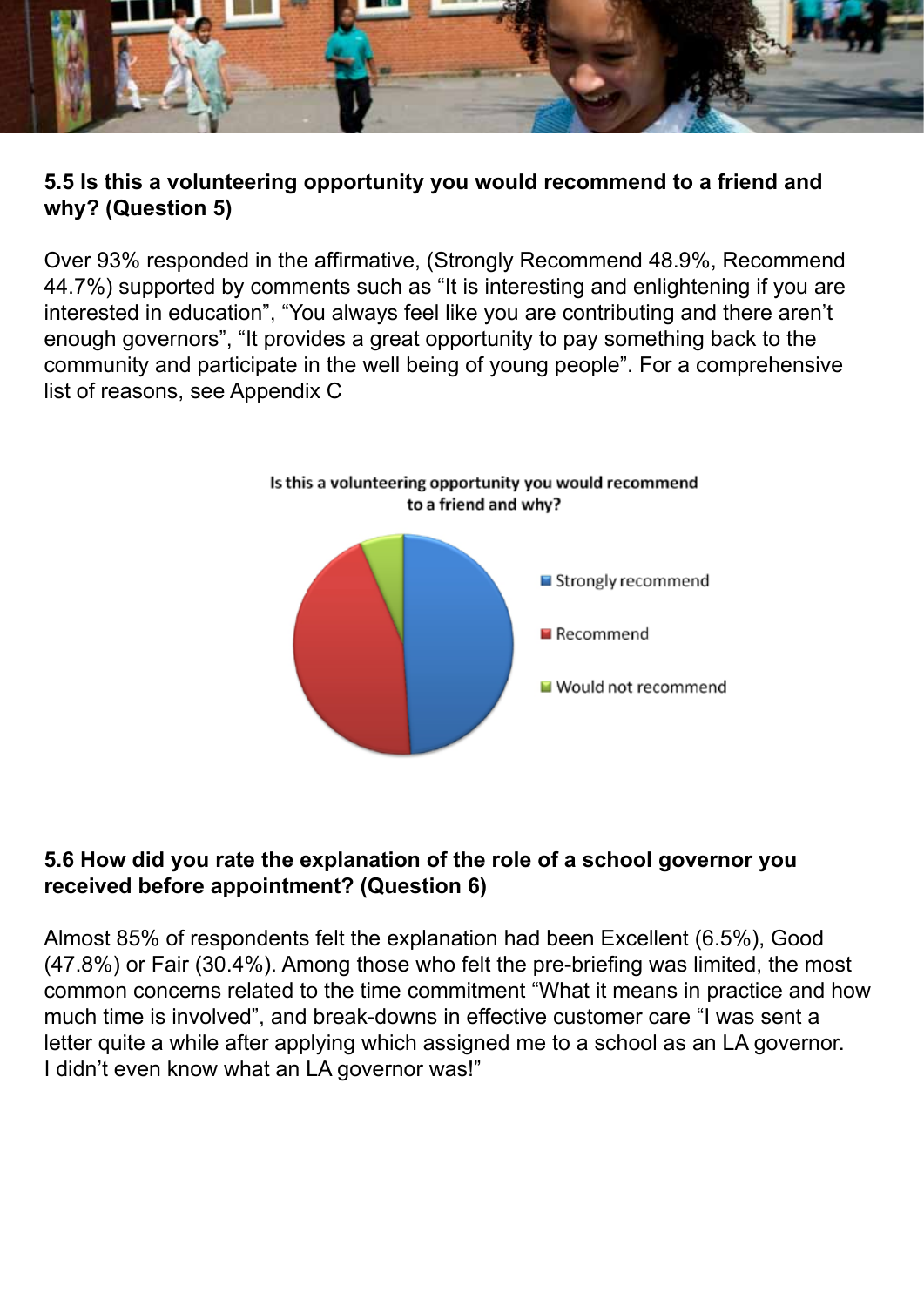### 5.5 Is this a volunteering opportunity you would recommend to a friend and why? (Question 5)

Over 93% responded in the affirmative, (Strongly Recommend 48.9%, Recommend 44.7%) supported by comments such as "It is interesting and enlightening if you are interested in education", "You always feel like you are contributing and there aren't enough governors", "It provides a great opportunity to pay something back to the community and participate in the well being of young people". For a comprehensive list of reasons, see Appendix C

Is this a volunteering opportunity you would recommend to a friend and why?

- Strongly recommend
- Recommend
- Would not recommend

### 5.6 How did you rate the explanation of the role of a school governor you received before appointment? (Question 6)

Almost 85% of respondents felt the explanation had been Excellent (6.5%), Good (47.8%) or Fair (30.4%). Among those who felt the pre-briefing was limited, the most common concerns related to the time commitment "What it means in practice and how much time is involved", and break-downs in effective customer care "I was sent a letter quite a while after applying which assigned me to a school as an LA governor. I didn't even know what an LA governor was!"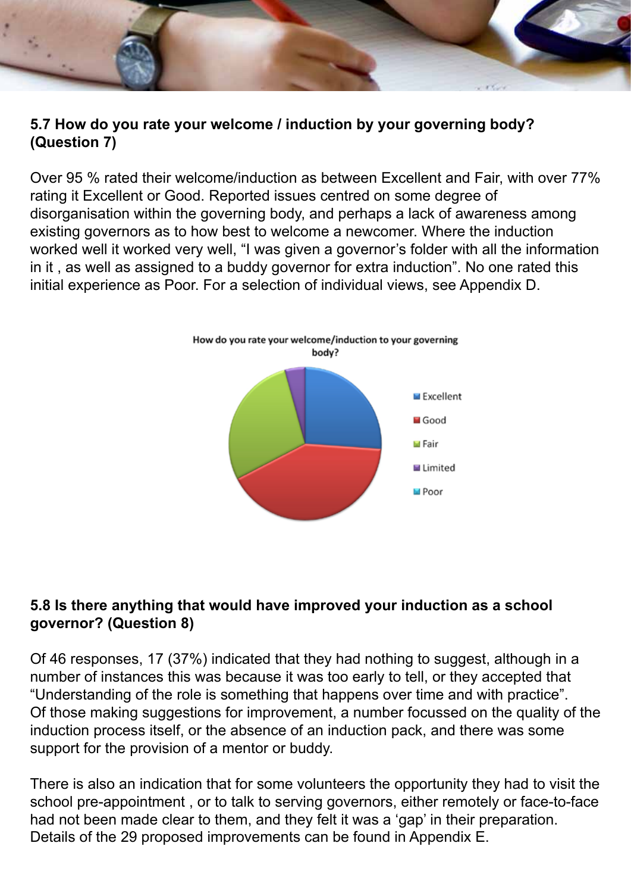## 5.7 How do you rate your welcome / induction by your governing body? (Question 7)

Over 95 % rated their welcome/induction as between Excellent and Fair, with over 77% rating it Excellent or Good. Reported issues centred on some degree of disorganisation within the governing body, and perhaps a lack of awareness among existing governors as to how best to welcome a newcomer. Where the induction worked well it worked very well, “I was given a governor’s folder with all the information in it , as well as assigned to a buddy governor for extra induction”. No one rated this initial experience as Poor. For a selection of individual views, see Appendix D.

How do you rate your welcome/induction to your governing body?

- Excellent
- Good
- Fair
- Limited
- Poor

## 5.8 Is there anything that would have improved your induction as a school governor? (Question 8)

Of 46 responses, 17 (37%) indicated that they had nothing to suggest, although in a number of instances this was because it was too early to tell, or they accepted that “Understanding of the role is something that happens over time and with practice”. Of those making suggestions for improvement, a number focussed on the quality of the induction process itself, or the absence of an induction pack, and there was some support for the provision of a mentor or buddy.

There is also an indication that for some volunteers the opportunity they had to visit the school pre-appointment , or to talk to serving governors, either remotely or face-to-face had not been made clear to them, and they felt it was a ‘gap’ in their preparation. Details of the 29 proposed improvements can be found in Appendix E.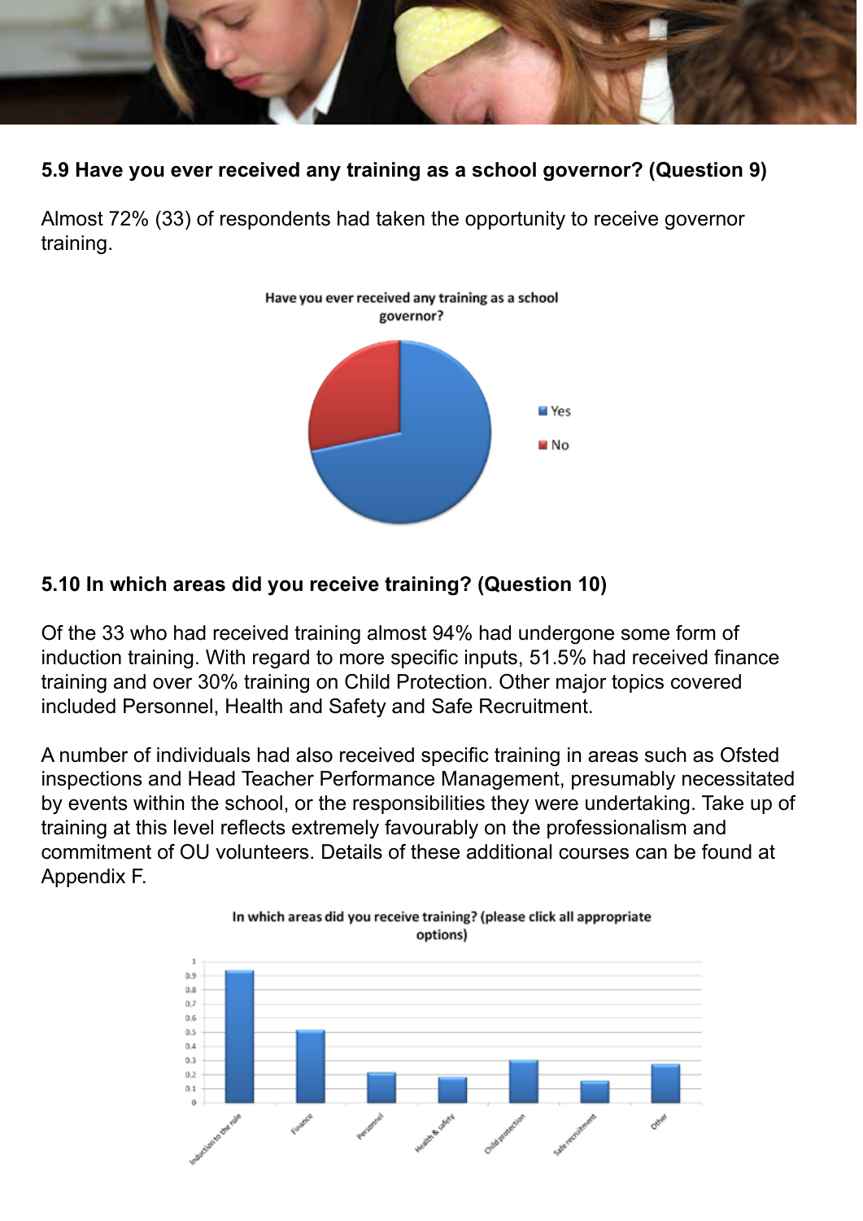### 5.9 Have you ever received any training as a school governor? (Question 9)

Almost 72% (33) of respondents had taken the opportunity to receive governor training.

### 5.10 In which areas did you receive training? (Question 10)

Of the 33 who had received training almost 94% had undergone some form of induction training. With regard to more specific inputs, 51.5% had received finance training and over 30% training on Child Protection. Other major topics covered included Personnel, Health and Safety and Safe Recruitment.

A number of individuals had also received specific training in areas such as Ofsted inspections and Head Teacher Performance Management, presumably necessitated by events within the school, or the responsibilities they were undertaking. Take up of training at this level reflects extremely favourably on the professionalism and commitment of OU volunteers. Details of these additional courses can be found at Appendix F.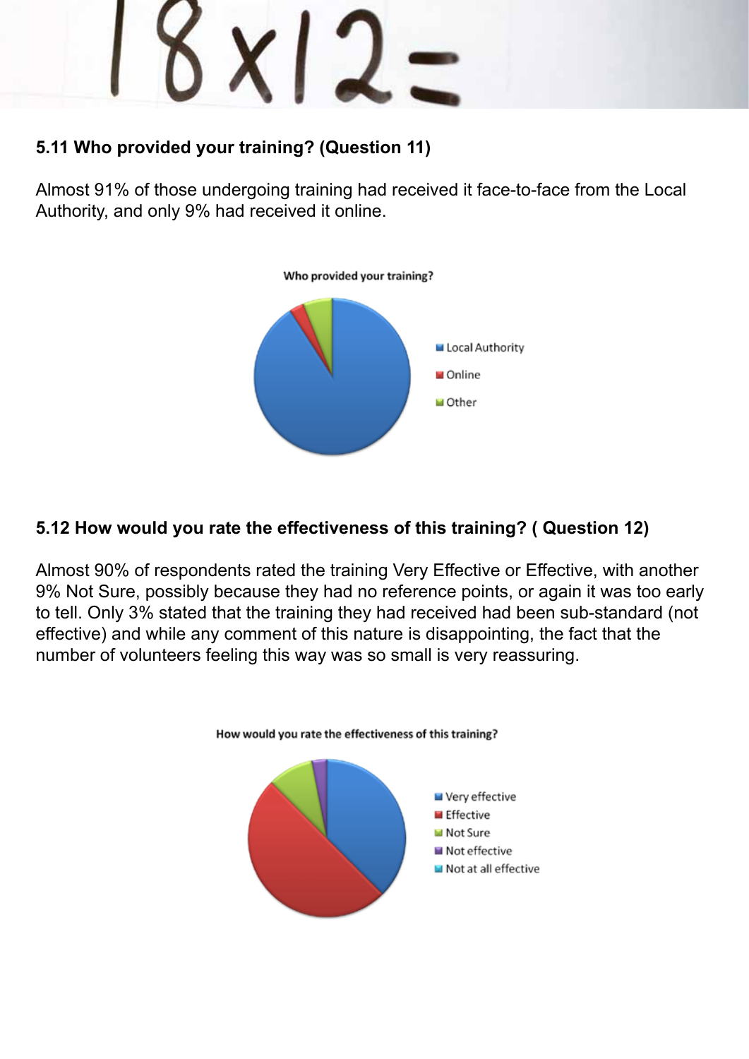## 5.11 Who provided your training? (Question 11)

Almost 91% of those undergoing training had received it face-to-face from the Local Authority, and only 9% had received it online.

Who provided your training?

- Local Authority
- Online
- Other

## 5.12 How would you rate the effectiveness of this training? ( Question 12)

Almost 90% of respondents rated the training Very Effective or Effective, with another 9% Not Sure, possibly because they had no reference points, or again it was too early to tell. Only 3% stated that the training they had received had been sub-standard (not effective) and while any comment of this nature is disappointing, the fact that the number of volunteers feeling this way was so small is very reassuring.

How would you rate the effectiveness of this training?

- Very effective
- Effective
- Not Sure
- Not effective
- Not at all effective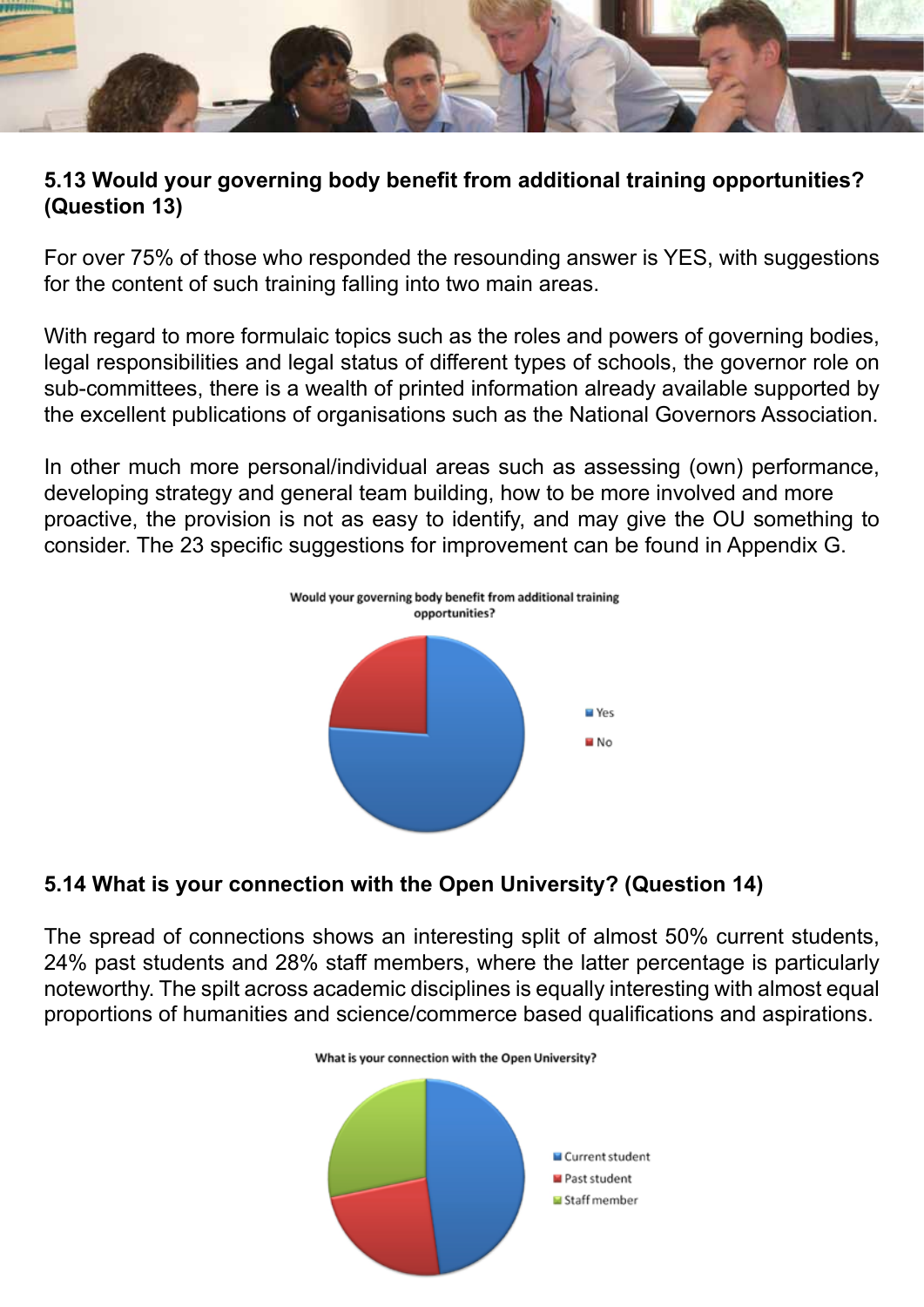### 5.13 Would your governing body benefit from additional training opportunities? (Question 13)

For over 75% of those who responded the resounding answer is YES, with suggestions for the content of such training falling into two main areas.

With regard to more formulaic topics such as the roles and powers of governing bodies, legal responsibilities and legal status of different types of schools, the governor role on sub-committees, there is a wealth of printed information already available supported by the excellent publications of organisations such as the National Governors Association.

In other much more personal/individual areas such as assessing (own) performance, developing strategy and general team building, how to be more involved and more proactive, the provision is not as easy to identify, and may give the OU something to consider. The 23 specific suggestions for improvement can be found in Appendix G.

Would your governing body benefit from additional training opportunities?

- Yes
- No

### 5.14 What is your connection with the Open University? (Question 14)

The spread of connections shows an interesting split of almost 50% current students, 24% past students and 28% staff members, where the latter percentage is particularly noteworthy. The spilt across academic disciplines is equally interesting with almost equal proportions of humanities and science/commerce based qualifications and aspirations.

What is your connection with the Open University?

- Current student
- Past student
- Staff member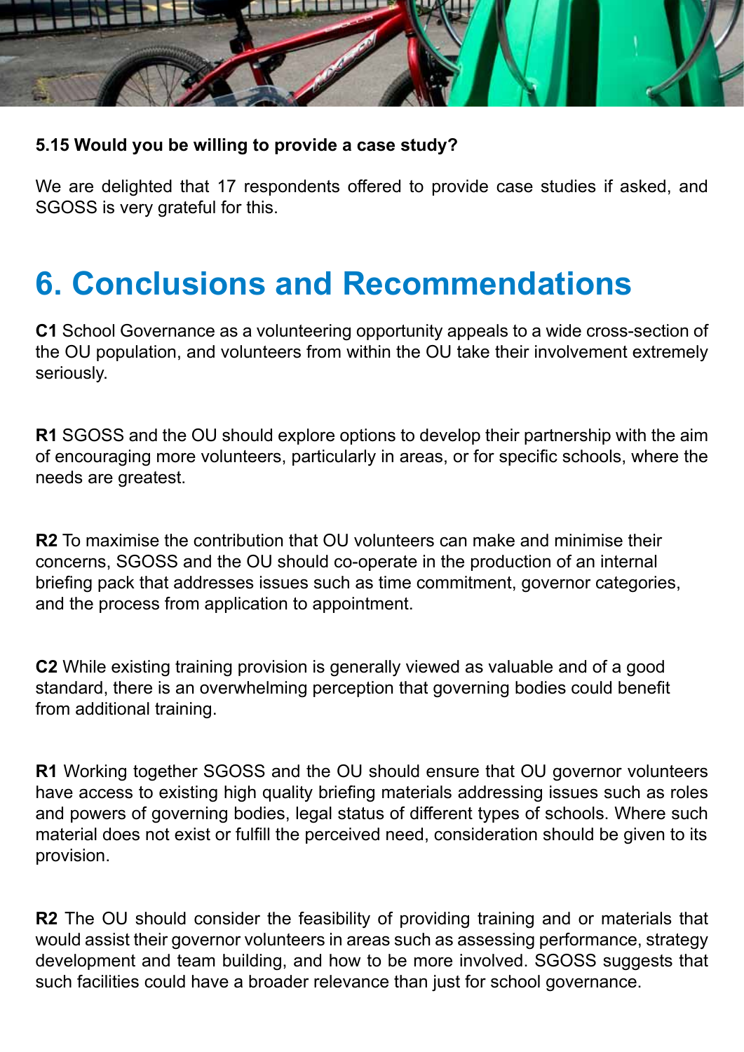### 5.15 Would you be willing to provide a case study?

We are delighted that 17 respondents offered to provide case studies if asked, and SGOSS is very grateful for this.

# 6. Conclusions and Recommendations

**C1** School Governance as a volunteering opportunity appeals to a wide cross-section of the OU population, and volunteers from within the OU take their involvement extremely seriously.

**R1** SGOSS and the OU should explore options to develop their partnership with the aim of encouraging more volunteers, particularly in areas, or for specific schools, where the needs are greatest.

**R2** To maximise the contribution that OU volunteers can make and minimise their concerns, SGOSS and the OU should co-operate in the production of an internal briefing pack that addresses issues such as time commitment, governor categories, and the process from application to appointment.

**C2** While existing training provision is generally viewed as valuable and of a good standard, there is an overwhelming perception that governing bodies could benefit from additional training.

**R1** Working together SGOSS and the OU should ensure that OU governor volunteers have access to existing high quality briefing materials addressing issues such as roles and powers of governing bodies, legal status of different types of schools. Where such material does not exist or fulfill the perceived need, consideration should be given to its provision.

**R2** The OU should consider the feasibility of providing training and or materials that would assist their governor volunteers in areas such as assessing performance, strategy development and team building, and how to be more involved. SGOSS suggests that such facilities could have a broader relevance than just for school governance.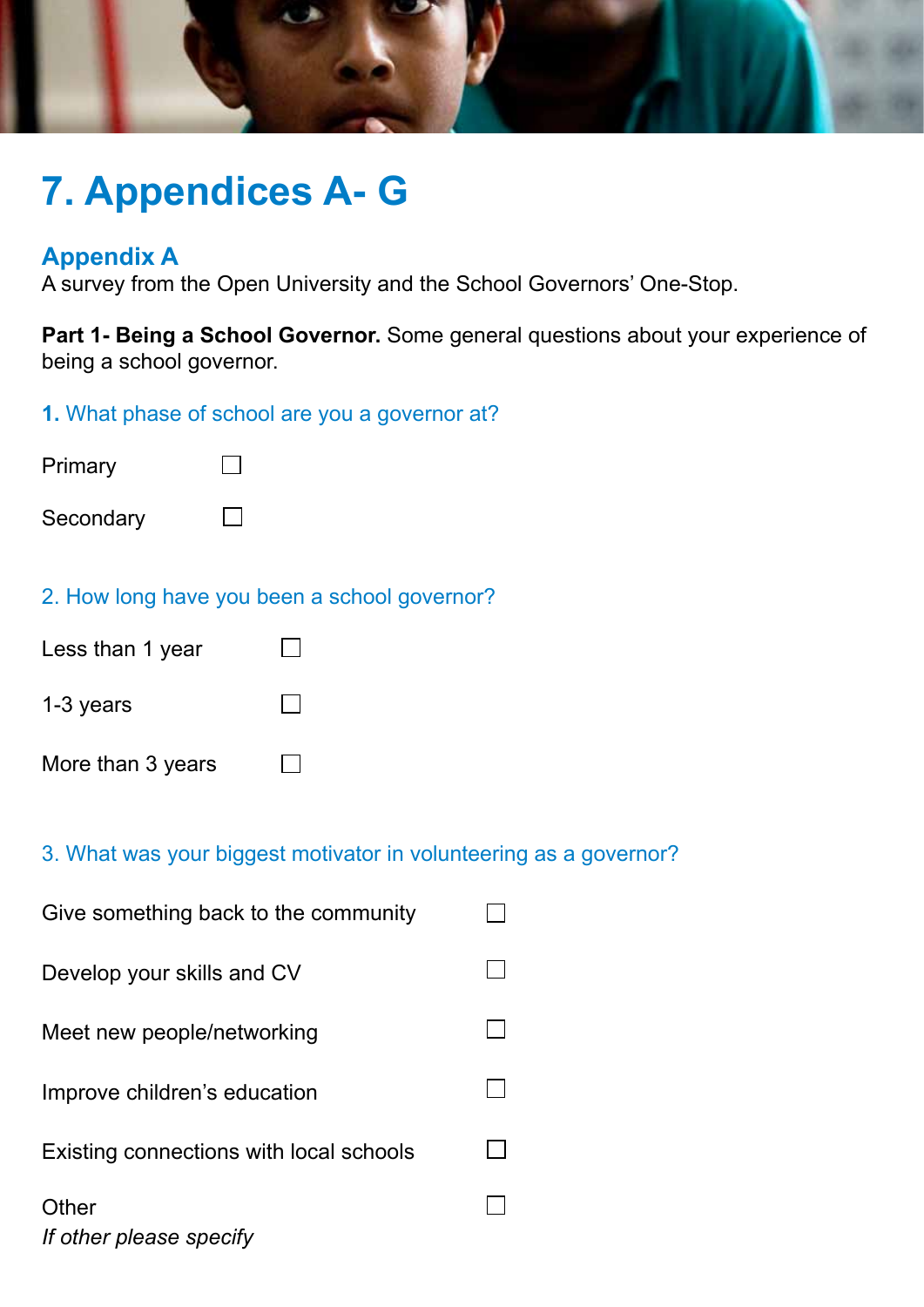# 7. Appendices A- G

## Appendix A

A survey from the Open University and the School Governors' One-Stop.

**Part 1- Being a School Governor.** Some general questions about your experience of being a school governor.

### 1. What phase of school are you a governor at?

Primary ☐

Secondary ☐

### 2. How long have you been a school governor?

Less than 1 year ☐

1-3 years ☐

More than 3 years ☐

### 3. What was your biggest motivator in volunteering as a governor?

Give something back to the community ☐

Develop your skills and CV ☐

Meet new people/networking ☐

Improve children's education ☐

Existing connections with local schools ☐

Other ☐

*If other please specify*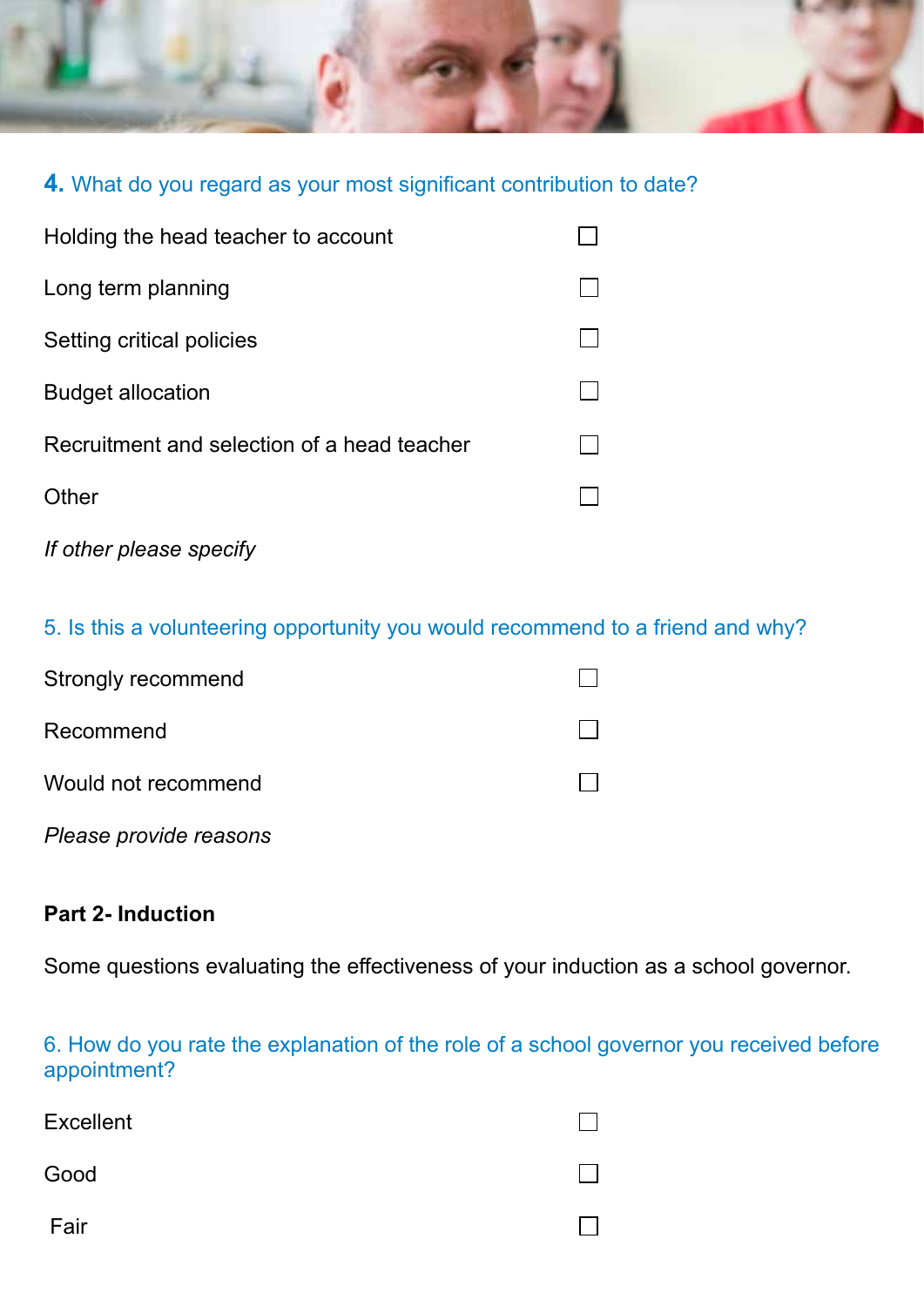**4.** What do you regard as your most significant contribution to date?

| | |
|---|---|
| Holding the head teacher to account | ☐ |
| Long term planning | ☐ |
| Setting critical policies | ☐ |
| Budget allocation | ☐ |
| Recruitment and selection of a head teacher | ☐ |
| Other | ☐ |

*If other please specify*

5. Is this a volunteering opportunity you would recommend to a friend and why?

| | |
|---|---|
| Strongly recommend | ☐ |
| Recommend | ☐ |
| Would not recommend | ☐ |

*Please provide reasons*

**Part 2- Induction**

Some questions evaluating the effectiveness of your induction as a school governor.

6. How do you rate the explanation of the role of a school governor you received before appointment?

| | |
|---|---|
| Excellent | ☐ |
| Good | ☐ |
| Fair | ☐ |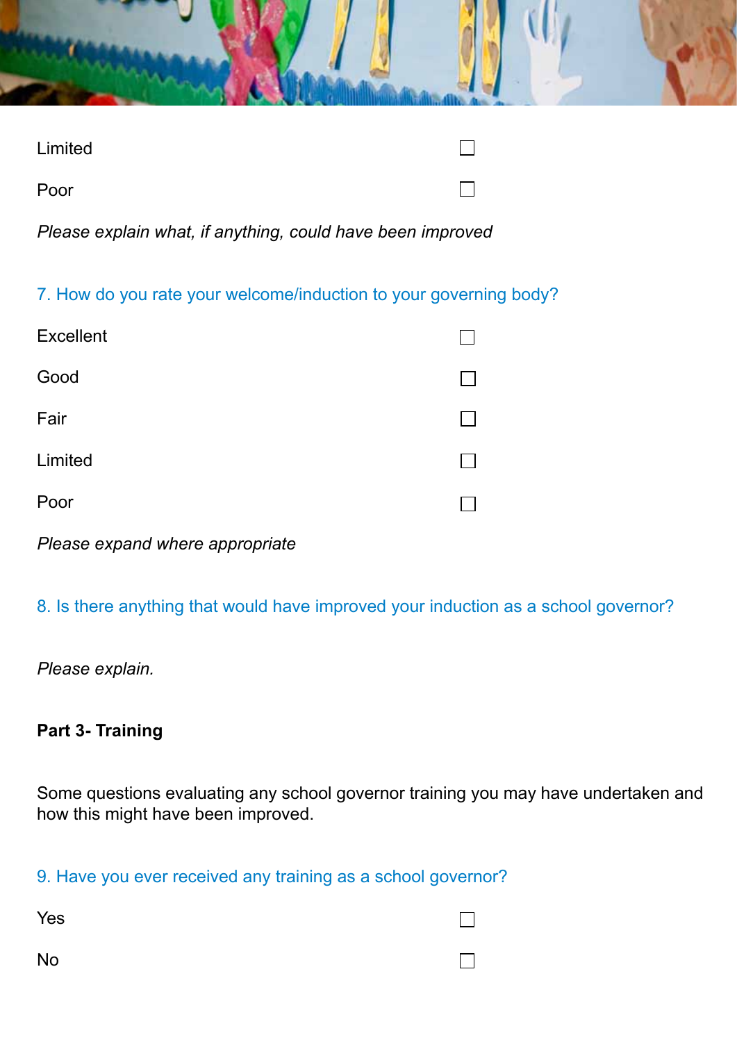Limited ☐

Poor ☐

*Please explain what, if anything, could have been improved*

### 7. How do you rate your welcome/induction to your governing body?

Excellent ☐

Good ☐

Fair ☐

Limited ☐

Poor ☐

*Please expand where appropriate*

### 8. Is there anything that would have improved your induction as a school governor?

*Please explain.*

## Part 3- Training

Some questions evaluating any school governor training you may have undertaken and how this might have been improved.

### 9. Have you ever received any training as a school governor?

Yes ☐

No ☐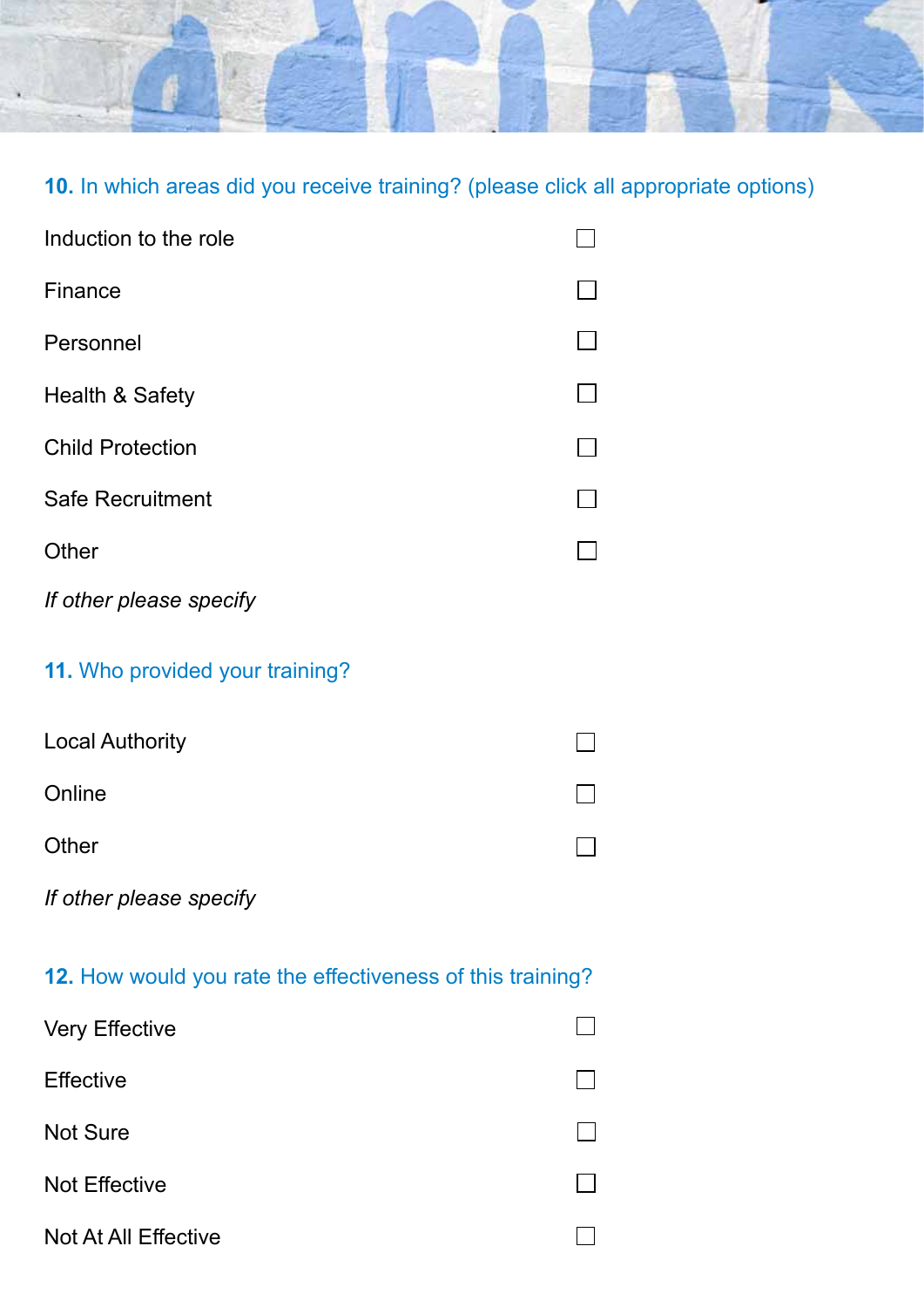**10.** In which areas did you receive training? (please click all appropriate options)

- Induction to the role ☐
- Finance ☐
- Personnel ☐
- Health & Safety ☐
- Child Protection ☐
- Safe Recruitment ☐
- Other ☐

*If other please specify*

**11.** Who provided your training?

- Local Authority ☐
- Online ☐
- Other ☐

*If other please specify*

**12.** How would you rate the effectiveness of this training?

- Very Effective ☐
- Effective ☐
- Not Sure ☐
- Not Effective ☐
- Not At All Effective ☐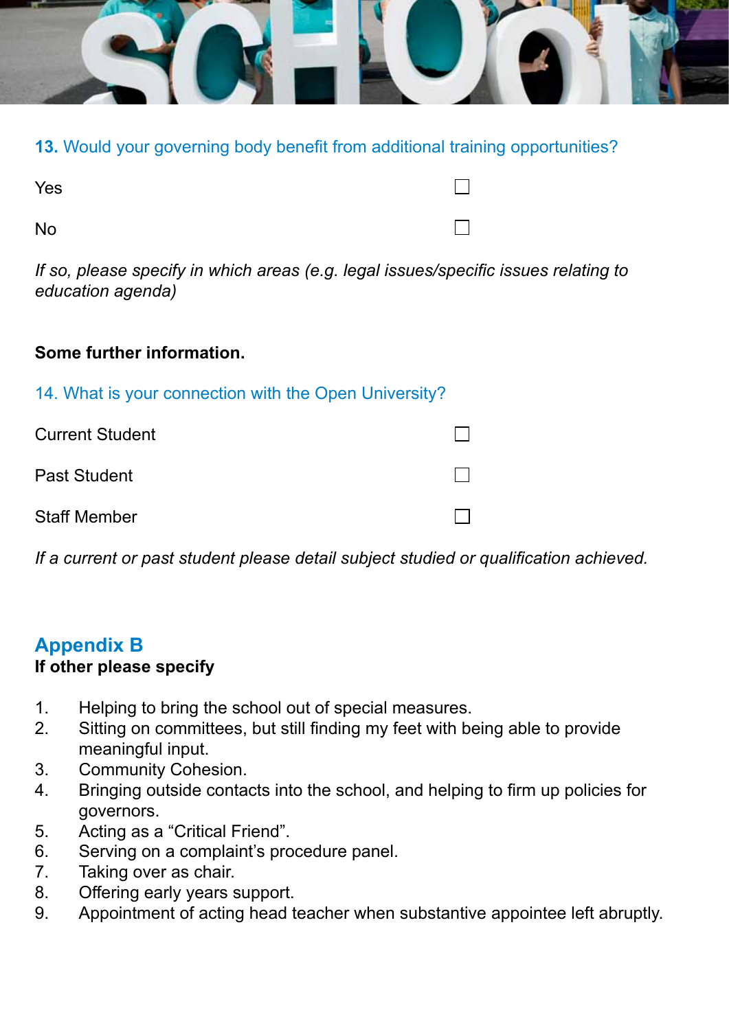**13.** Would your governing body benefit from additional training opportunities?

Yes ☐

No ☐

*If so, please specify in which areas (e.g. legal issues/specific issues relating to education agenda)*

**Some further information.**

14. What is your connection with the Open University?

Current Student ☐

Past Student ☐

Staff Member ☐

*If a current or past student please detail subject studied or qualification achieved.*

## Appendix B

**If other please specify**

1. Helping to bring the school out of special measures.
2. Sitting on committees, but still finding my feet with being able to provide meaningful input.
3. Community Cohesion.
4. Bringing outside contacts into the school, and helping to firm up policies for governors.
5. Acting as a "Critical Friend".
6. Serving on a complaint's procedure panel.
7. Taking over as chair.
8. Offering early years support.
9. Appointment of acting head teacher when substantive appointee left abruptly.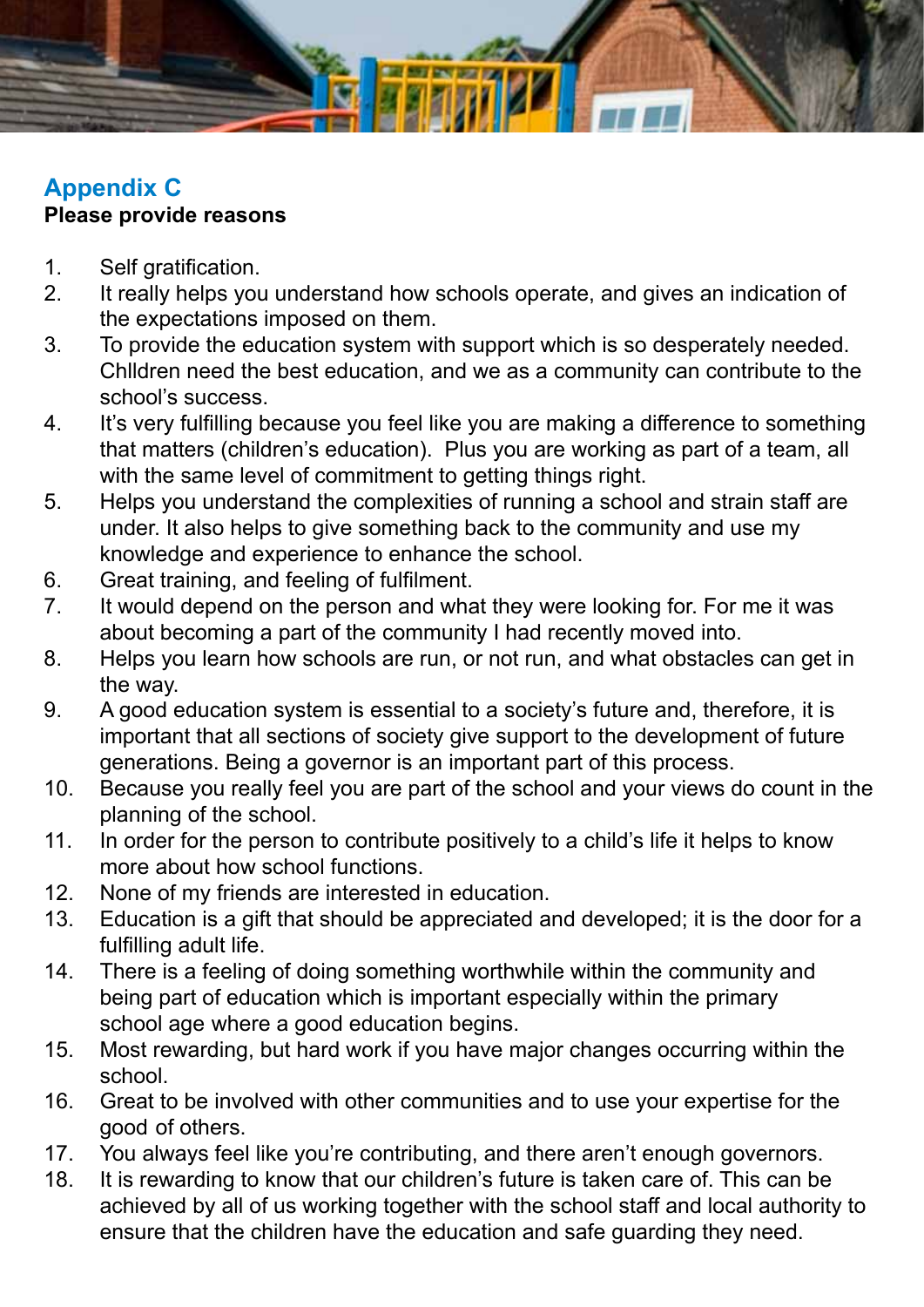## Appendix C

**Please provide reasons**

1. Self gratification.
2. It really helps you understand how schools operate, and gives an indication of the expectations imposed on them.
3. To provide the education system with support which is so desperately needed. Chlldren need the best education, and we as a community can contribute to the school's success.
4. It's very fulfilling because you feel like you are making a difference to something that matters (children's education). Plus you are working as part of a team, all with the same level of commitment to getting things right.
5. Helps you understand the complexities of running a school and strain staff are under. It also helps to give something back to the community and use my knowledge and experience to enhance the school.
6. Great training, and feeling of fulfilment.
7. It would depend on the person and what they were looking for. For me it was about becoming a part of the community I had recently moved into.
8. Helps you learn how schools are run, or not run, and what obstacles can get in the way.
9. A good education system is essential to a society's future and, therefore, it is important that all sections of society give support to the development of future generations. Being a governor is an important part of this process.
10. Because you really feel you are part of the school and your views do count in the planning of the school.
11. In order for the person to contribute positively to a child's life it helps to know more about how school functions.
12. None of my friends are interested in education.
13. Education is a gift that should be appreciated and developed; it is the door for a fulfilling adult life.
14. There is a feeling of doing something worthwhile within the community and being part of education which is important especially within the primary school age where a good education begins.
15. Most rewarding, but hard work if you have major changes occurring within the school.
16. Great to be involved with other communities and to use your expertise for the good of others.
17. You always feel like you're contributing, and there aren't enough governors.
18. It is rewarding to know that our children's future is taken care of. This can be achieved by all of us working together with the school staff and local authority to ensure that the children have the education and safe guarding they need.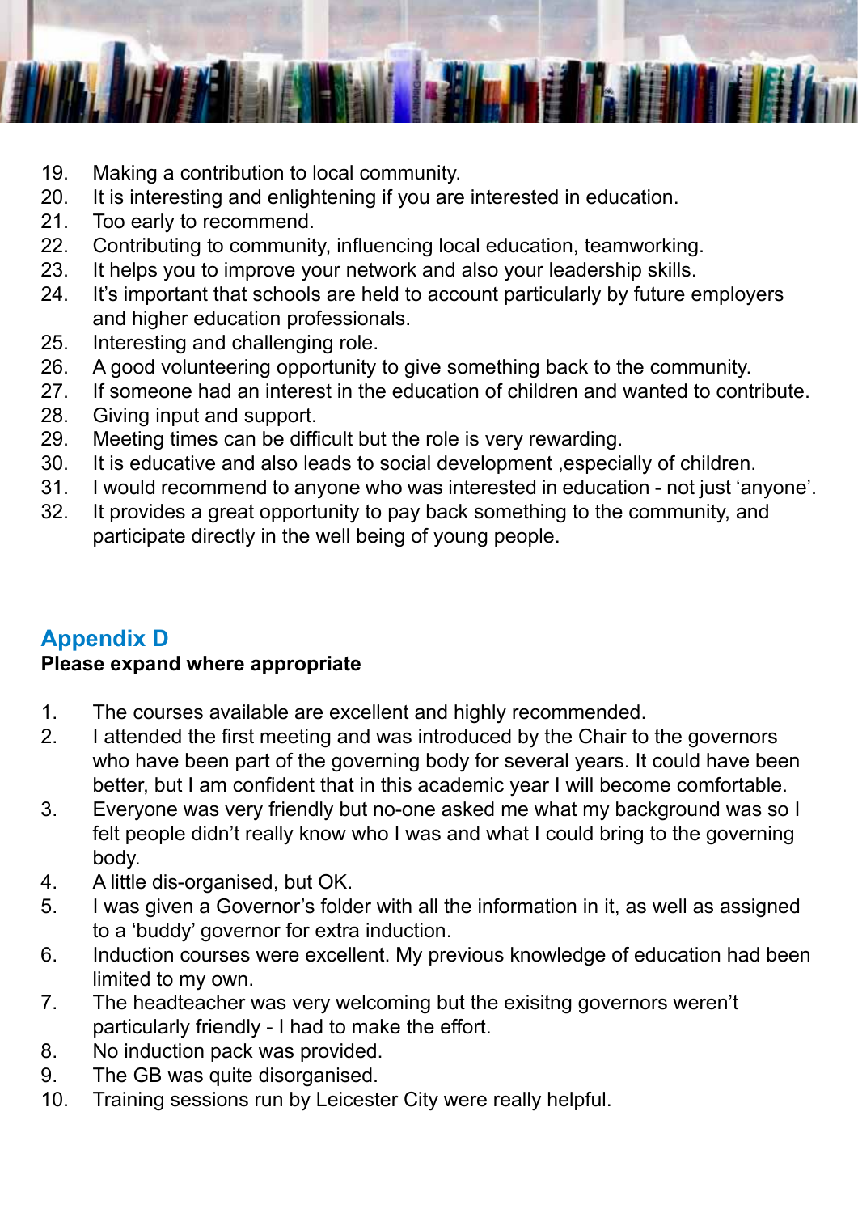19. Making a contribution to local community.
20. It is interesting and enlightening if you are interested in education.
21. Too early to recommend.
22. Contributing to community, influencing local education, teamworking.
23. It helps you to improve your network and also your leadership skills.
24. It's important that schools are held to account particularly by future employers and higher education professionals.
25. Interesting and challenging role.
26. A good volunteering opportunity to give something back to the community.
27. If someone had an interest in the education of children and wanted to contribute.
28. Giving input and support.
29. Meeting times can be difficult but the role is very rewarding.
30. It is educative and also leads to social development ,especially of children.
31. I would recommend to anyone who was interested in education - not just 'anyone'.
32. It provides a great opportunity to pay back something to the community, and participate directly in the well being of young people.

## Appendix D

**Please expand where appropriate**

1. The courses available are excellent and highly recommended.
2. I attended the first meeting and was introduced by the Chair to the governors who have been part of the governing body for several years. It could have been better, but I am confident that in this academic year I will become comfortable.
3. Everyone was very friendly but no-one asked me what my background was so I felt people didn't really know who I was and what I could bring to the governing body.
4. A little dis-organised, but OK.
5. I was given a Governor's folder with all the information in it, as well as assigned to a 'buddy' governor for extra induction.
6. Induction courses were excellent. My previous knowledge of education had been limited to my own.
7. The headteacher was very welcoming but the exisitng governors weren't particularly friendly - I had to make the effort.
8. No induction pack was provided.
9. The GB was quite disorganised.
10. Training sessions run by Leicester City were really helpful.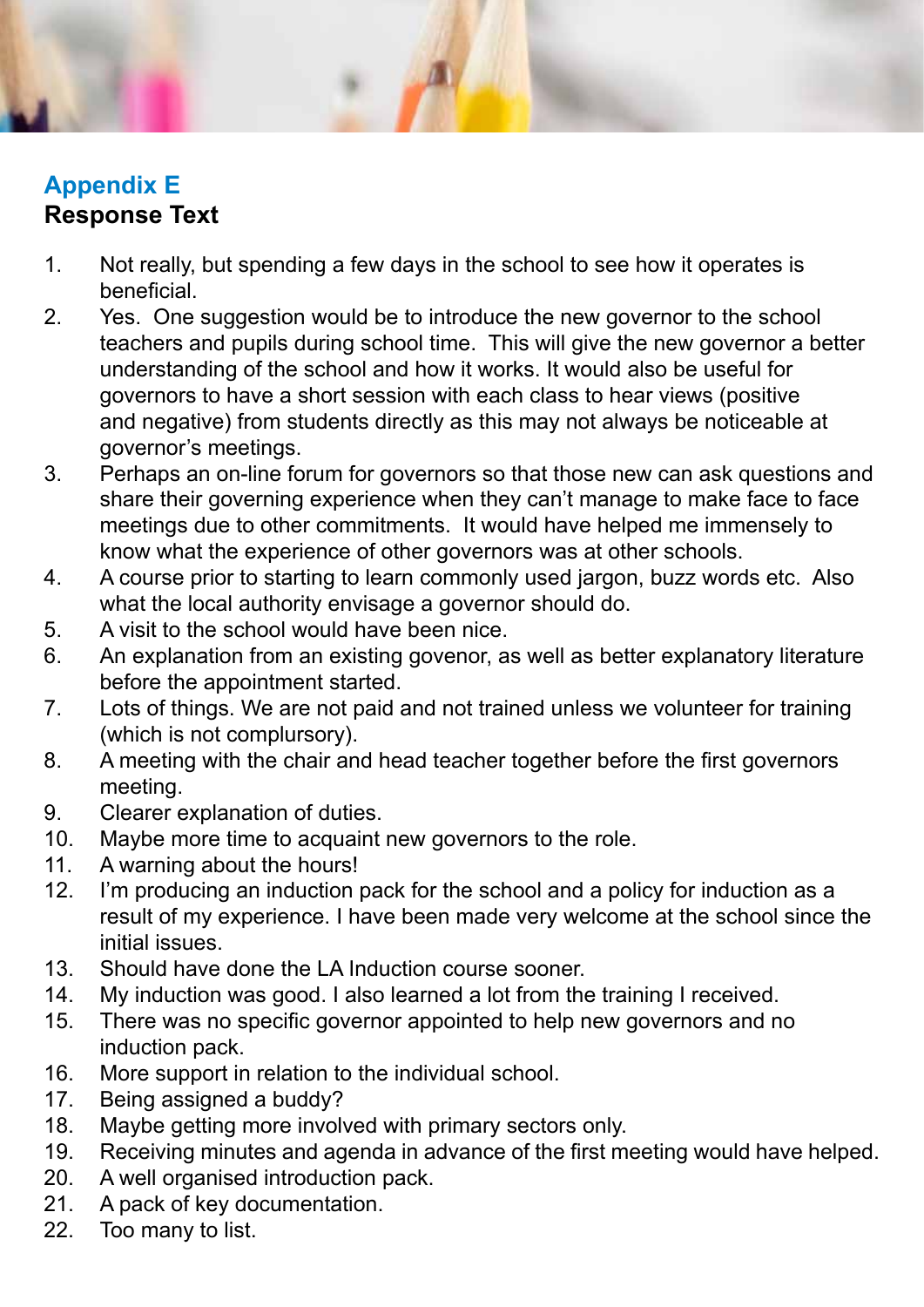## Appendix E
### Response Text

1. Not really, but spending a few days in the school to see how it operates is beneficial.
2. Yes. One suggestion would be to introduce the new governor to the school teachers and pupils during school time. This will give the new governor a better understanding of the school and how it works. It would also be useful for governors to have a short session with each class to hear views (positive and negative) from students directly as this may not always be noticeable at governor's meetings.
3. Perhaps an on-line forum for governors so that those new can ask questions and share their governing experience when they can't manage to make face to face meetings due to other commitments. It would have helped me immensely to know what the experience of other governors was at other schools.
4. A course prior to starting to learn commonly used jargon, buzz words etc. Also what the local authority envisage a governor should do.
5. A visit to the school would have been nice.
6. An explanation from an existing govenor, as well as better explanatory literature before the appointment started.
7. Lots of things. We are not paid and not trained unless we volunteer for training (which is not complursory).
8. A meeting with the chair and head teacher together before the first governors meeting.
9. Clearer explanation of duties.
10. Maybe more time to acquaint new governors to the role.
11. A warning about the hours!
12. I'm producing an induction pack for the school and a policy for induction as a result of my experience. I have been made very welcome at the school since the initial issues.
13. Should have done the LA Induction course sooner.
14. My induction was good. I also learned a lot from the training I received.
15. There was no specific governor appointed to help new governors and no induction pack.
16. More support in relation to the individual school.
17. Being assigned a buddy?
18. Maybe getting more involved with primary sectors only.
19. Receiving minutes and agenda in advance of the first meeting would have helped.
20. A well organised introduction pack.
21. A pack of key documentation.
22. Too many to list.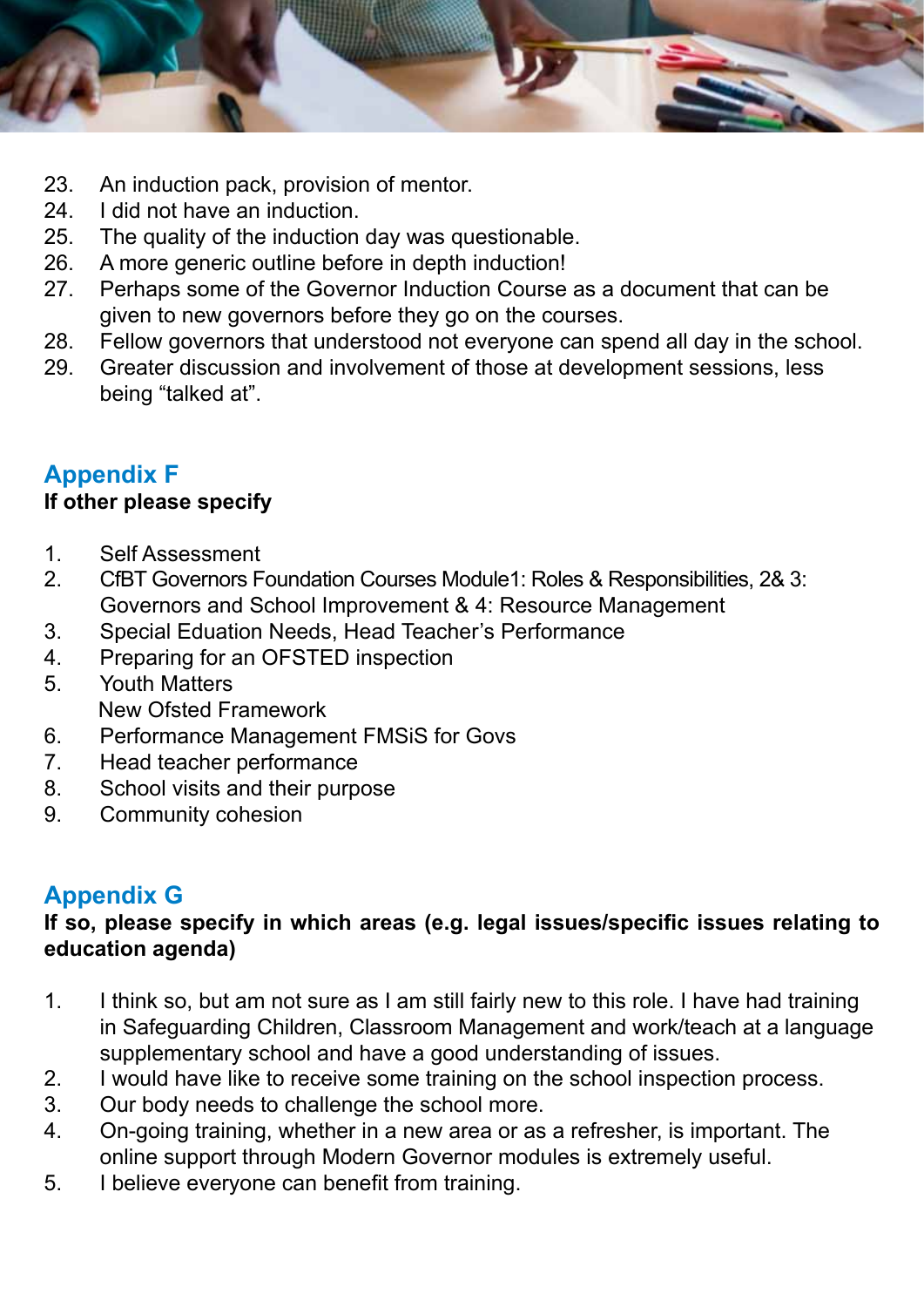23. An induction pack, provision of mentor.
24. I did not have an induction.
25. The quality of the induction day was questionable.
26. A more generic outline before in depth induction!
27. Perhaps some of the Governor Induction Course as a document that can be given to new governors before they go on the courses.
28. Fellow governors that understood not everyone can spend all day in the school.
29. Greater discussion and involvement of those at development sessions, less being "talked at".

## Appendix F

**If other please specify**

1. Self Assessment
2. CfBT Governors Foundation Courses Module1: Roles & Responsibilities, 2& 3: Governors and School Improvement & 4: Resource Management
3. Special Eduation Needs, Head Teacher's Performance
4. Preparing for an OFSTED inspection
5. Youth Matters
   New Ofsted Framework
6. Performance Management FMSiS for Govs
7. Head teacher performance
8. School visits and their purpose
9. Community cohesion

## Appendix G

**If so, please specify in which areas (e.g. legal issues/specific issues relating to education agenda)**

1. I think so, but am not sure as I am still fairly new to this role. I have had training in Safeguarding Children, Classroom Management and work/teach at a language supplementary school and have a good understanding of issues.
2. I would have like to receive some training on the school inspection process.
3. Our body needs to challenge the school more.
4. On-going training, whether in a new area or as a refresher, is important. The online support through Modern Governor modules is extremely useful.
5. I believe everyone can benefit from training.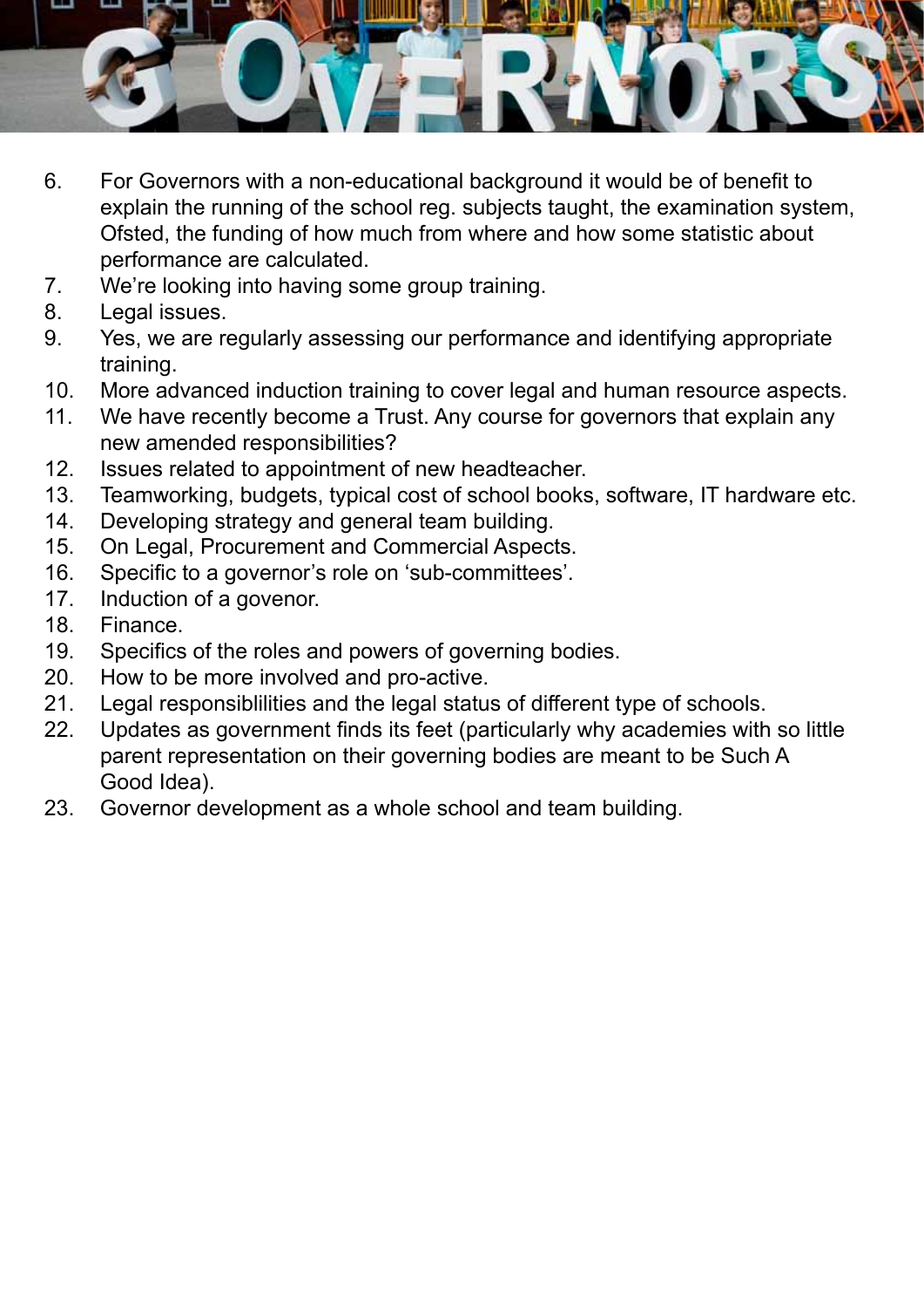6. For Governors with a non-educational background it would be of benefit to explain the running of the school reg. subjects taught, the examination system, Ofsted, the funding of how much from where and how some statistic about performance are calculated.
7. We're looking into having some group training.
8. Legal issues.
9. Yes, we are regularly assessing our performance and identifying appropriate training.
10. More advanced induction training to cover legal and human resource aspects.
11. We have recently become a Trust. Any course for governors that explain any new amended responsibilities?
12. Issues related to appointment of new headteacher.
13. Teamworking, budgets, typical cost of school books, software, IT hardware etc.
14. Developing strategy and general team building.
15. On Legal, Procurement and Commercial Aspects.
16. Specific to a governor's role on 'sub-committees'.
17. Induction of a govenor.
18. Finance.
19. Specifics of the roles and powers of governing bodies.
20. How to be more involved and pro-active.
21. Legal responsiblilities and the legal status of different type of schools.
22. Updates as government finds its feet (particularly why academies with so little parent representation on their governing bodies are meant to be Such A Good Idea).
23. Governor development as a whole school and team building.